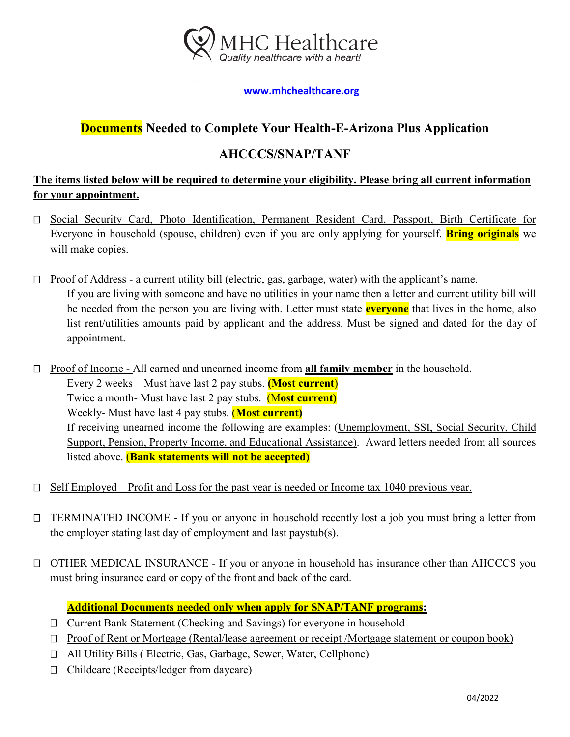MHC Healthcare
*Quality healthcare with a heart!*

**www.mhchealthcare.org**

# Documents Needed to Complete Your Health-E-Arizona Plus Application

## AHCCCS/SNAP/TANF

**The items listed below will be required to determine your eligibility. Please bring all current information for your appointment.**

- ☐ Social Security Card, Photo Identification, Permanent Resident Card, Passport, Birth Certificate for Everyone in household (spouse, children) even if you are only applying for yourself. **Bring originals** we will make copies.

- ☐ Proof of Address - a current utility bill (electric, gas, garbage, water) with the applicant's name.
  If you are living with someone and have no utilities in your name then a letter and current utility bill will be needed from the person you are living with. Letter must state **everyone** that lives in the home, also list rent/utilities amounts paid by applicant and the address. Must be signed and dated for the day of appointment.

- ☐ Proof of Income - All earned and unearned income from **all family member** in the household.
  Every 2 weeks – Must have last 2 pay stubs. **(Most current)**
  Twice a month- Must have last 2 pay stubs. **(Most current)**
  Weekly- Must have last 4 pay stubs. **(Most current)**
  If receiving unearned income the following are examples: (Unemployment, SSI, Social Security, Child Support, Pension, Property Income, and Educational Assistance). Award letters needed from all sources listed above. **(Bank statements will not be accepted)**

- ☐ Self Employed – Profit and Loss for the past year is needed or Income tax 1040 previous year.

- ☐ TERMINATED INCOME - If you or anyone in household recently lost a job you must bring a letter from the employer stating last day of employment and last paystub(s).

- ☐ OTHER MEDICAL INSURANCE - If you or anyone in household has insurance other than AHCCCS you must bring insurance card or copy of the front and back of the card.

**Additional Documents needed only when apply for SNAP/TANF programs:**

- ☐ Current Bank Statement (Checking and Savings) for everyone in household
- ☐ Proof of Rent or Mortgage (Rental/lease agreement or receipt /Mortgage statement or coupon book)
- ☐ All Utility Bills ( Electric, Gas, Garbage, Sewer, Water, Cellphone)
- ☐ Childcare (Receipts/ledger from daycare)

04/2022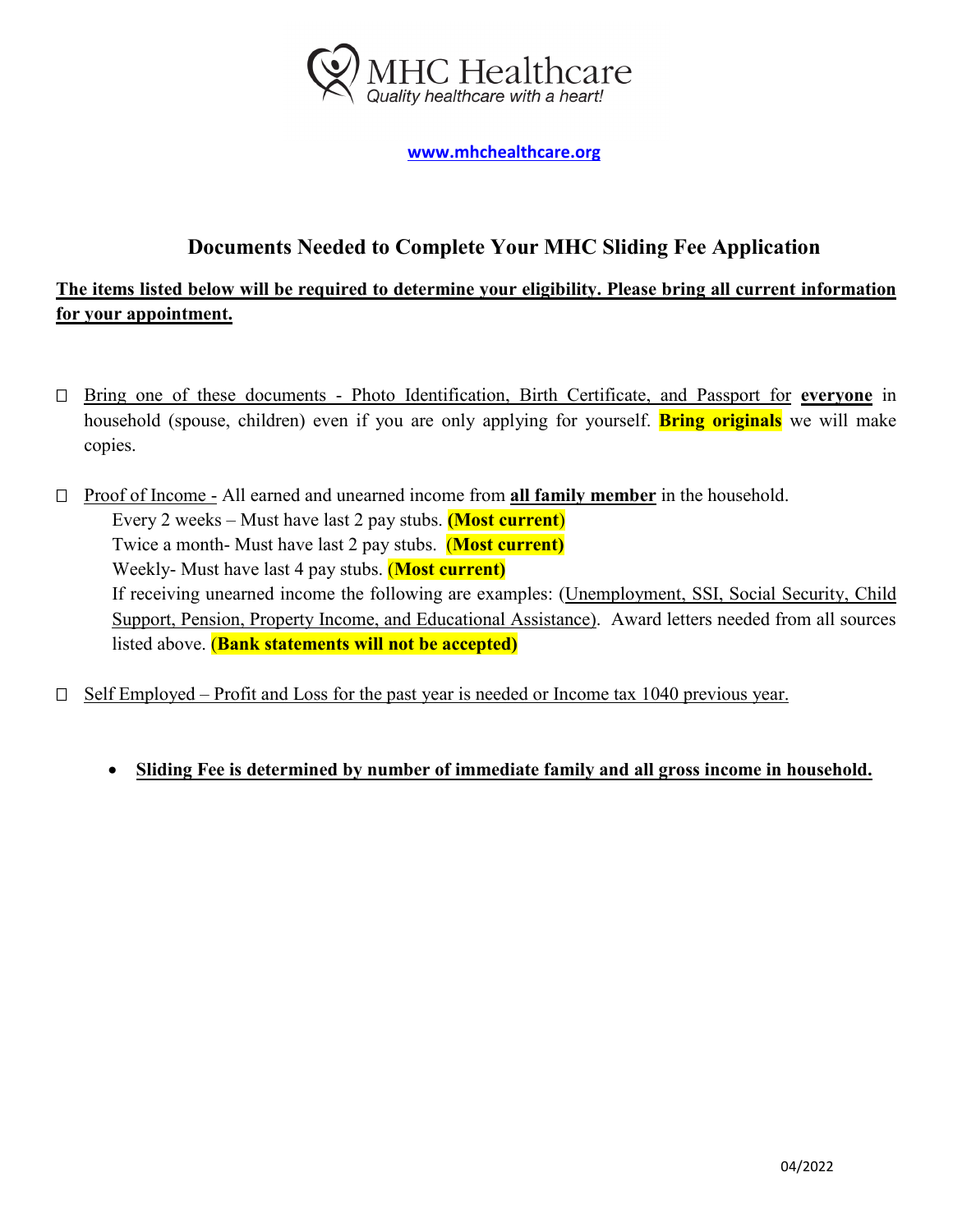MHC Healthcare

*Quality healthcare with a heart!*

www.mhchealthcare.org

## Documents Needed to Complete Your MHC Sliding Fee Application

**The items listed below will be required to determine your eligibility. Please bring all current information for your appointment.**

- ☐ Bring one of these documents - Photo Identification, Birth Certificate, and Passport for **everyone** in household (spouse, children) even if you are only applying for yourself. **Bring originals** we will make copies.

- ☐ Proof of Income - All earned and unearned income from **all family member** in the household.
  Every 2 weeks – Must have last 2 pay stubs. **(Most current)**
  Twice a month- Must have last 2 pay stubs. **(Most current)**
  Weekly- Must have last 4 pay stubs. **(Most current)**
  If receiving unearned income the following are examples: (Unemployment, SSI, Social Security, Child Support, Pension, Property Income, and Educational Assistance). Award letters needed from all sources listed above. **(Bank statements will not be accepted)**

- ☐ Self Employed – Profit and Loss for the past year is needed or Income tax 1040 previous year.

  - **Sliding Fee is determined by number of immediate family and all gross income in household.**

04/2022